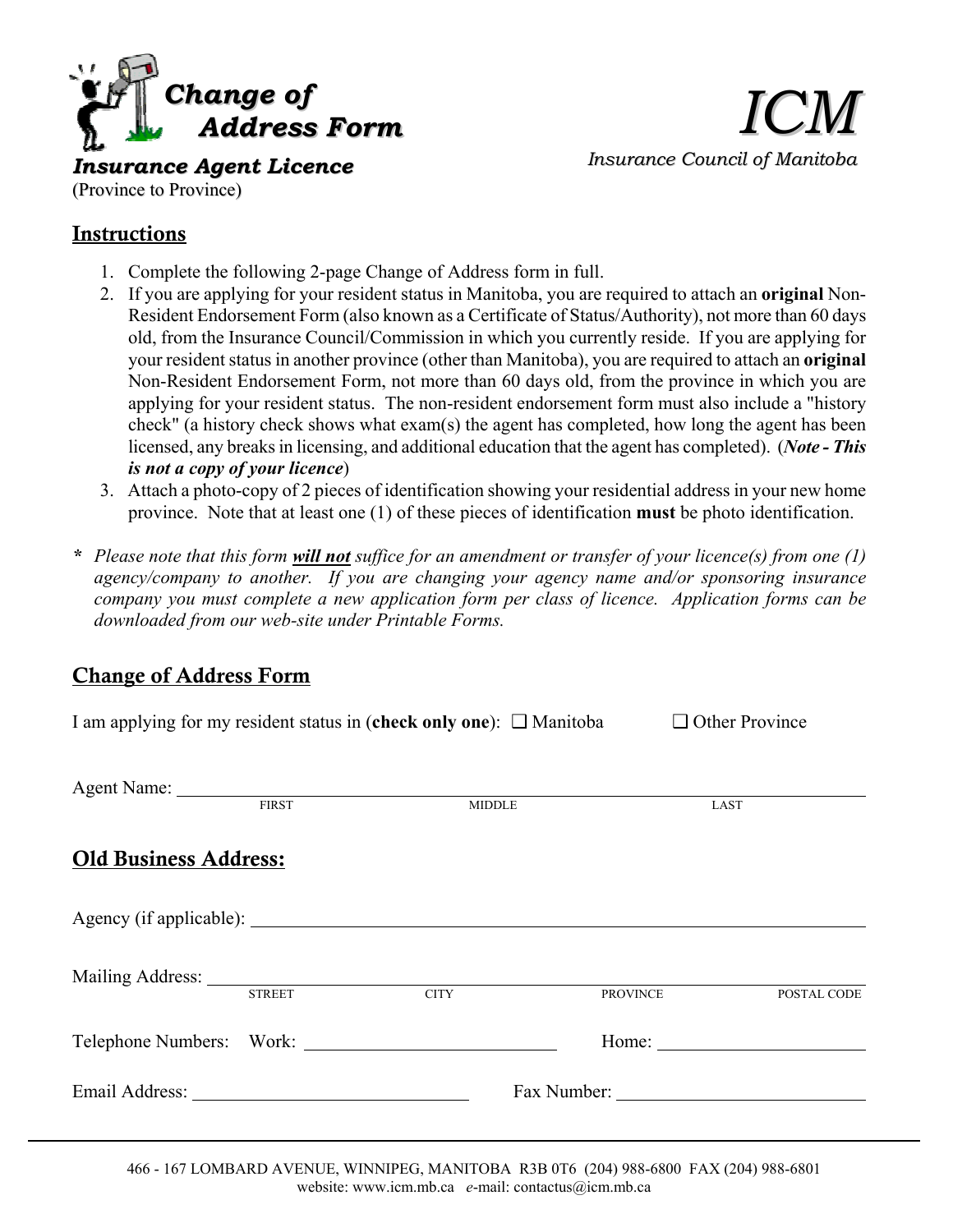# Change of Address Form

## ICM

*Insurance Council of Manitoba*

***Insurance Agent Licence***

(Province to Province)

## Instructions

1. Complete the following 2-page Change of Address form in full.
2. If you are applying for your resident status in Manitoba, you are required to attach an **original** Non-Resident Endorsement Form (also known as a Certificate of Status/Authority), not more than 60 days old, from the Insurance Council/Commission in which you currently reside. If you are applying for your resident status in another province (other than Manitoba), you are required to attach an **original** Non-Resident Endorsement Form, not more than 60 days old, from the province in which you are applying for your resident status. The non-resident endorsement form must also include a "history check" (a history check shows what exam(s) the agent has completed, how long the agent has been licensed, any breaks in licensing, and additional education that the agent has completed). (***Note - This is not a copy of your licence***)
3. Attach a photo-copy of 2 pieces of identification showing your residential address in your new home province. Note that at least one (1) of these pieces of identification **must** be photo identification.

\* *Please note that this form **will not** suffice for an amendment or transfer of your licence(s) from one (1) agency/company to another. If you are changing your agency name and/or sponsoring insurance company you must complete a new application form per class of licence. Application forms can be downloaded from our web-site under Printable Forms.*

## Change of Address Form

I am applying for my resident status in (**check only one**): ❑ Manitoba ❑ Other Province

Agent Name: ______________________________________________
FIRST MIDDLE LAST

## Old Business Address:

Agency (if applicable): ______________________________________________

Mailing Address: ______________________________________________
STREET CITY PROVINCE POSTAL CODE

Telephone Numbers: Work: ______________________ Home: ______________________

Email Address: ______________________ Fax Number: ______________________

466 - 167 LOMBARD AVENUE, WINNIPEG, MANITOBA R3B 0T6 (204) 988-6800 FAX (204) 988-6801
website: www.icm.mb.ca *e*-mail: contactus@icm.mb.ca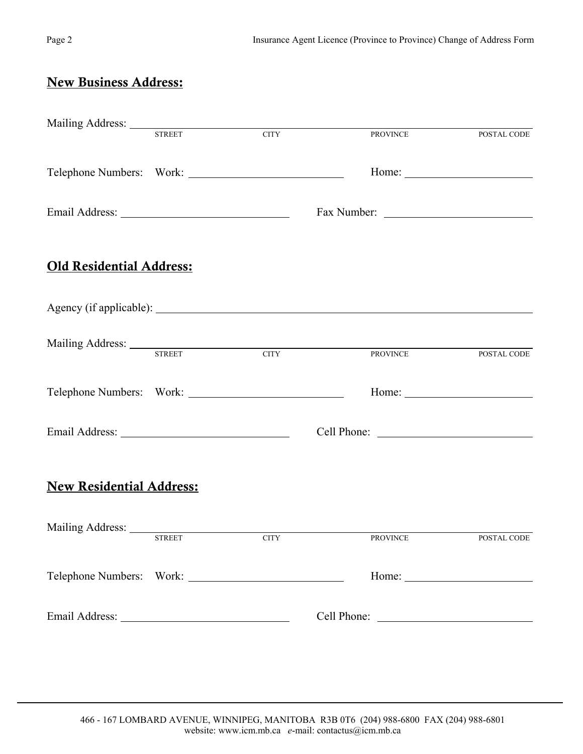## New Business Address:

Mailing Address: ______________________________________________

STREET CITY PROVINCE POSTAL CODE

Telephone Numbers: Work: ____________________ Home: ____________________

Email Address: ____________________ Fax Number: ____________________

## Old Residential Address:

Agency (if applicable): ______________________________________________

Mailing Address: ______________________________________________

STREET CITY PROVINCE POSTAL CODE

Telephone Numbers: Work: ____________________ Home: ____________________

Email Address: ____________________ Cell Phone: ____________________

## New Residential Address:

Mailing Address: ______________________________________________

STREET CITY PROVINCE POSTAL CODE

Telephone Numbers: Work: ____________________ Home: ____________________

Email Address: ____________________ Cell Phone: ____________________

466 - 167 LOMBARD AVENUE, WINNIPEG, MANITOBA R3B 0T6 (204) 988-6800 FAX (204) 988-6801
website: www.icm.mb.ca *e*-mail: contactus@icm.mb.ca